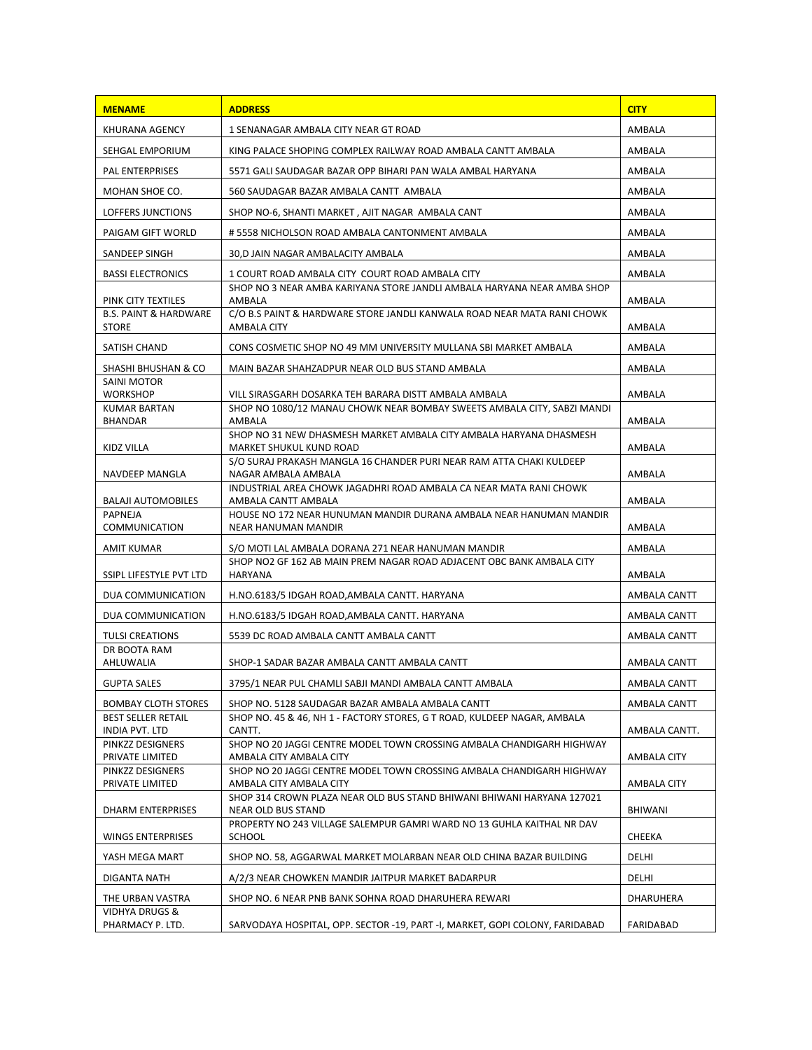| MENAME | ADDRESS | CITY |
| --- | --- | --- |
| KHURANA AGENCY | 1 SENANAGAR AMBALA CITY NEAR GT ROAD | AMBALA |
| SEHGAL EMPORIUM | KING PALACE SHOPING COMPLEX RAILWAY ROAD AMBALA CANTT AMBALA | AMBALA |
| PAL ENTERPRISES | 5571 GALI SAUDAGAR BAZAR OPP BIHARI PAN WALA AMBAL HARYANA | AMBALA |
| MOHAN SHOE CO. | 560 SAUDAGAR BAZAR AMBALA CANTT AMBALA | AMBALA |
| LOFFERS JUNCTIONS | SHOP NO-6, SHANTI MARKET , AJIT NAGAR AMBALA CANT | AMBALA |
| PAIGAM GIFT WORLD | # 5558 NICHOLSON ROAD AMBALA CANTONMENT AMBALA | AMBALA |
| SANDEEP SINGH | 30,D JAIN NAGAR AMBALACITY AMBALA | AMBALA |
| BASSI ELECTRONICS | 1 COURT ROAD AMBALA CITY COURT ROAD AMBALA CITY | AMBALA |
| PINK CITY TEXTILES | SHOP NO 3 NEAR AMBA KARIYANA STORE JANDLI AMBALA HARYANA NEAR AMBA SHOP AMBALA | AMBALA |
| B.S. PAINT & HARDWARE STORE | C/O B.S PAINT & HARDWARE STORE JANDLI KANWALA ROAD NEAR MATA RANI CHOWK AMBALA CITY | AMBALA |
| SATISH CHAND | CONS COSMETIC SHOP NO 49 MM UNIVERSITY MULLANA SBI MARKET AMBALA | AMBALA |
| SHASHI BHUSHAN & CO | MAIN BAZAR SHAHZADPUR NEAR OLD BUS STAND AMBALA | AMBALA |
| SAINI MOTOR WORKSHOP | VILL SIRASGARH DOSARKA TEH BARARA DISTT AMBALA AMBALA | AMBALA |
| KUMAR BARTAN BHANDAR | SHOP NO 1080/12 MANAU CHOWK NEAR BOMBAY SWEETS AMBALA CITY, SABZI MANDI AMBALA | AMBALA |
| KIDZ VILLA | SHOP NO 31 NEW DHASMESH MARKET AMBALA CITY AMBALA HARYANA DHASMESH MARKET SHUKUL KUND ROAD | AMBALA |
| NAVDEEP MANGLA | S/O SURAJ PRAKASH MANGLA 16 CHANDER PURI NEAR RAM ATTA CHAKI KULDEEP NAGAR AMBALA AMBALA | AMBALA |
| BALAJI AUTOMOBILES | INDUSTRIAL AREA CHOWK JAGADHRI ROAD AMBALA CA NEAR MATA RANI CHOWK AMBALA CANTT AMBALA | AMBALA |
| PAPNEJA COMMUNICATION | HOUSE NO 172 NEAR HUNUMAN MANDIR DURANA AMBALA NEAR HANUMAN MANDIR NEAR HANUMAN MANDIR | AMBALA |
| AMIT KUMAR | S/O MOTI LAL AMBALA DORANA 271 NEAR HANUMAN MANDIR | AMBALA |
| SSIPL LIFESTYLE PVT LTD | SHOP NO2 GF 162 AB MAIN PREM NAGAR ROAD ADJACENT OBC BANK AMBALA CITY HARYANA | AMBALA |
| DUA COMMUNICATION | H.NO.6183/5 IDGAH ROAD,AMBALA CANTT. HARYANA | AMBALA CANTT |
| DUA COMMUNICATION | H.NO.6183/5 IDGAH ROAD,AMBALA CANTT. HARYANA | AMBALA CANTT |
| TULSI CREATIONS | 5539 DC ROAD AMBALA CANTT AMBALA CANTT | AMBALA CANTT |
| DR BOOTA RAM AHLUWALIA | SHOP-1 SADAR BAZAR AMBALA CANTT AMBALA CANTT | AMBALA CANTT |
| GUPTA SALES | 3795/1 NEAR PUL CHAMLI SABJI MANDI AMBALA CANTT AMBALA | AMBALA CANTT |
| BOMBAY CLOTH STORES | SHOP NO. 5128 SAUDAGAR BAZAR AMBALA AMBALA CANTT | AMBALA CANTT |
| BEST SELLER RETAIL INDIA PVT. LTD | SHOP NO. 45 & 46, NH 1 - FACTORY STORES, G T ROAD, KULDEEP NAGAR, AMBALA CANTT. | AMBALA CANTT. |
| PINKZZ DESIGNERS PRIVATE LIMITED | SHOP NO 20 JAGGI CENTRE MODEL TOWN CROSSING AMBALA CHANDIGARH HIGHWAY AMBALA CITY AMBALA CITY | AMBALA CITY |
| PINKZZ DESIGNERS PRIVATE LIMITED | SHOP NO 20 JAGGI CENTRE MODEL TOWN CROSSING AMBALA CHANDIGARH HIGHWAY AMBALA CITY AMBALA CITY | AMBALA CITY |
| DHARM ENTERPRISES | SHOP 314 CROWN PLAZA NEAR OLD BUS STAND BHIWANI BHIWANI HARYANA 127021 NEAR OLD BUS STAND | BHIWANI |
| WINGS ENTERPRISES | PROPERTY NO 243 VILLAGE SALEMPUR GAMRI WARD NO 13 GUHLA KAITHAL NR DAV SCHOOL | CHEEKA |
| YASH MEGA MART | SHOP NO. 58, AGGARWAL MARKET MOLARBAN NEAR OLD CHINA BAZAR BUILDING | DELHI |
| DIGANTA NATH | A/2/3 NEAR CHOWKEN MANDIR JAITPUR MARKET BADARPUR | DELHI |
| THE URBAN VASTRA | SHOP NO. 6 NEAR PNB BANK SOHNA ROAD DHARUHERA REWARI | DHARUHERA |
| VIDHYA DRUGS & PHARMACY P. LTD. | SARVODAYA HOSPITAL, OPP. SECTOR -19, PART -I, MARKET, GOPI COLONY, FARIDABAD | FARIDABAD |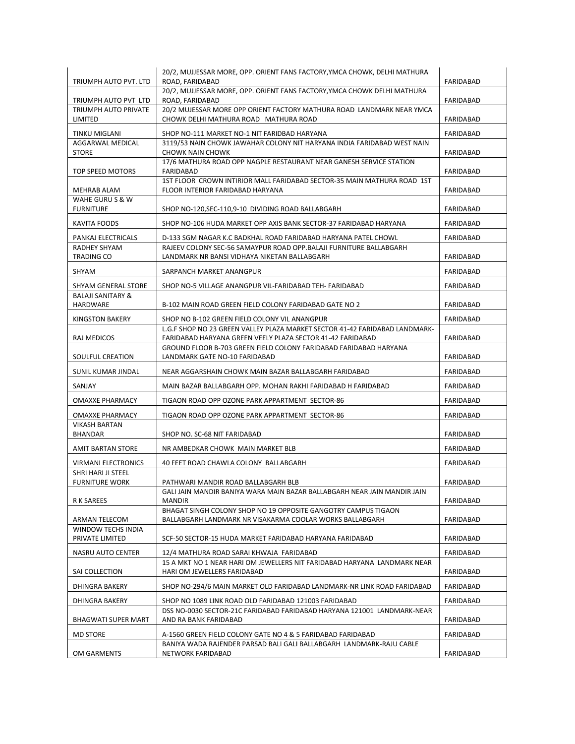| | | |
|---|---|---|
| TRIUMPH AUTO PVT. LTD | 20/2, MUJJESSAR MORE, OPP. ORIENT FANS FACTORY,YMCA CHOWK, DELHI MATHURA ROAD, FARIDABAD | FARIDABAD |
| TRIUMPH AUTO PVT LTD | 20/2, MUJJESSAR MORE, OPP. ORIENT FANS FACTORY,YMCA CHOWK DELHI MATHURA ROAD, FARIDABAD | FARIDABAD |
| TRIUMPH AUTO PRIVATE LIMITED | 20/2 MUJESSAR MORE OPP ORIENT FACTORY MATHURA ROAD LANDMARK NEAR YMCA CHOWK DELHI MATHURA ROAD MATHURA ROAD | FARIDABAD |
| TINKU MIGLANI | SHOP NO-111 MARKET NO-1 NIT FARIDBAD HARYANA | FARIDABAD |
| AGGARWAL MEDICAL STORE | 3119/53 NAIN CHOWK JAWAHAR COLONY NIT HARYANA INDIA FARIDABAD WEST NAIN CHOWK NAIN CHOWK | FARIDABAD |
| TOP SPEED MOTORS | 17/6 MATHURA ROAD OPP NAGPLE RESTAURANT NEAR GANESH SERVICE STATION FARIDABAD | FARIDABAD |
| MEHRAB ALAM | 1ST FLOOR CROWN INTIRIOR MALL FARIDABAD SECTOR-35 MAIN MATHURA ROAD 1ST FLOOR INTERIOR FARIDABAD HARYANA | FARIDABAD |
| WAHE GURU S & W FURNITURE | SHOP NO-120,SEC-110,9-10 DIVIDING ROAD BALLABGARH | FARIDABAD |
| KAVITA FOODS | SHOP NO-106 HUDA MARKET OPP AXIS BANK SECTOR-37 FARIDABAD HARYANA | FARIDABAD |
| PANKAJ ELECTRICALS | D-133 SGM NAGAR K.C BADKHAL ROAD FARIDABAD HARYANA PATEL CHOWL | FARIDABAD |
| RADHEY SHYAM TRADING CO | RAJEEV COLONY SEC-56 SAMAYPUR ROAD OPP.BALAJI FURNITURE BALLABGARH LANDMARK NR BANSI VIDHAYA NIKETAN BALLABGARH | FARIDABAD |
| SHYAM | SARPANCH MARKET ANANGPUR | FARIDABAD |
| SHYAM GENERAL STORE | SHOP NO-5 VILLAGE ANANGPUR VIL-FARIDABAD TEH- FARIDABAD | FARIDABAD |
| BALAJI SANITARY & HARDWARE | B-102 MAIN ROAD GREEN FIELD COLONY FARIDABAD GATE NO 2 | FARIDABAD |
| KINGSTON BAKERY | SHOP NO B-102 GREEN FIELD COLONY VIL ANANGPUR | FARIDABAD |
| RAJ MEDICOS | L.G.F SHOP NO 23 GREEN VALLEY PLAZA MARKET SECTOR 41-42 FARIDABAD LANDMARK-FARIDABAD HARYANA GREEN VEELY PLAZA SECTOR 41-42 FARIDABAD | FARIDABAD |
| SOULFUL CREATION | GROUND FLOOR B-703 GREEN FIELD COLONY FARIDABAD FARIDABAD HARYANA LANDMARK GATE NO-10 FARIDABAD | FARIDABAD |
| SUNIL KUMAR JINDAL | NEAR AGGARSHAIN CHOWK MAIN BAZAR BALLABGARH FARIDABAD | FARIDABAD |
| SANJAY | MAIN BAZAR BALLABGARH OPP. MOHAN RAKHI FARIDABAD H FARIDABAD | FARIDABAD |
| OMAXXE PHARMACY | TIGAON ROAD OPP OZONE PARK APPARTMENT SECTOR-86 | FARIDABAD |
| OMAXXE PHARMACY | TIGAON ROAD OPP OZONE PARK APPARTMENT SECTOR-86 | FARIDABAD |
| VIKASH BARTAN BHANDAR | SHOP NO. SC-68 NIT FARIDABAD | FARIDABAD |
| AMIT BARTAN STORE | NR AMBEDKAR CHOWK MAIN MARKET BLB | FARIDABAD |
| VIRMANI ELECTRONICS | 40 FEET ROAD CHAWLA COLONY BALLABGARH | FARIDABAD |
| SHRI HARI JI STEEL FURNITURE WORK | PATHWARI MANDIR ROAD BALLABGARH BLB | FARIDABAD |
| R K SAREES | GALI JAIN MANDIR BANIYA WARA MAIN BAZAR BALLABGARH NEAR JAIN MANDIR JAIN MANDIR | FARIDABAD |
| ARMAN TELECOM | BHAGAT SINGH COLONY SHOP NO 19 OPPOSITE GANGOTRY CAMPUS TIGAON BALLABGARH LANDMARK NR VISAKARMA COOLAR WORKS BALLABGARH | FARIDABAD |
| WINDOW TECHS INDIA PRIVATE LIMITED | SCF-50 SECTOR-15 HUDA MARKET FARIDABAD HARYANA FARIDABAD | FARIDABAD |
| NASRU AUTO CENTER | 12/4 MATHURA ROAD SARAI KHWAJA FARIDABAD | FARIDABAD |
| SAI COLLECTION | 15 A MKT NO 1 NEAR HARI OM JEWELLERS NIT FARIDABAD HARYANA LANDMARK NEAR HARI OM JEWELLERS FARIDABAD | FARIDABAD |
| DHINGRA BAKERY | SHOP NO-294/6 MAIN MARKET OLD FARIDABAD LANDMARK-NR LINK ROAD FARIDABAD | FARIDABAD |
| DHINGRA BAKERY | SHOP NO 1089 LINK ROAD OLD FARIDABAD 121003 FARIDABAD | FARIDABAD |
| BHAGWATI SUPER MART | DSS NO-0030 SECTOR-21C FARIDABAD FARIDABAD HARYANA 121001 LANDMARK-NEAR AND RA BANK FARIDABAD | FARIDABAD |
| MD STORE | A-1560 GREEN FIELD COLONY GATE NO 4 & 5 FARIDABAD FARIDABAD | FARIDABAD |
| OM GARMENTS | BANIYA WADA RAJENDER PARSAD BALI GALI BALLABGARH LANDMARK-RAJU CABLE NETWORK FARIDABAD | FARIDABAD |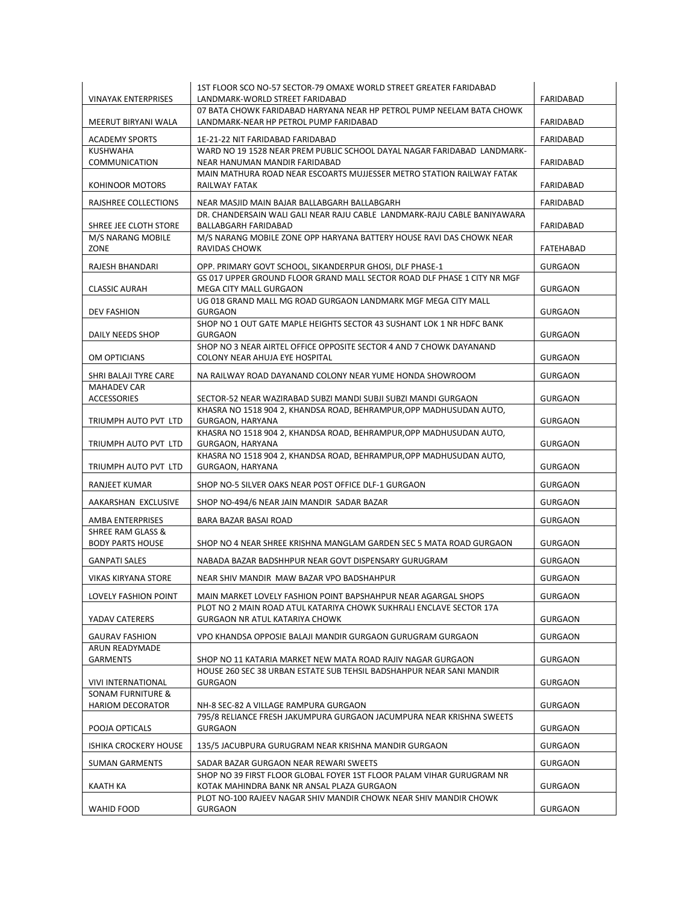| | | |
|---|---|---|
| VINAYAK ENTERPRISES | 1ST FLOOR SCO NO-57 SECTOR-79 OMAXE WORLD STREET GREATER FARIDABAD LANDMARK-WORLD STREET FARIDABAD | FARIDABAD |
| MEERUT BIRYANI WALA | 07 BATA CHOWK FARIDABAD HARYANA NEAR HP PETROL PUMP NEELAM BATA CHOWK LANDMARK-NEAR HP PETROL PUMP FARIDABAD | FARIDABAD |
| ACADEMY SPORTS | 1E-21-22 NIT FARIDABAD FARIDABAD | FARIDABAD |
| KUSHWAHA COMMUNICATION | WARD NO 19 1528 NEAR PREM PUBLIC SCHOOL DAYAL NAGAR FARIDABAD LANDMARK-NEAR HANUMAN MANDIR FARIDABAD | FARIDABAD |
| KOHINOOR MOTORS | MAIN MATHURA ROAD NEAR ESCOARTS MUJJESSER METRO STATION RAILWAY FATAK RAILWAY FATAK | FARIDABAD |
| RAJSHREE COLLECTIONS | NEAR MASJID MAIN BAJAR BALLABGARH BALLABGARH | FARIDABAD |
| SHREE JEE CLOTH STORE | DR. CHANDERSAIN WALI GALI NEAR RAJU CABLE LANDMARK-RAJU CABLE BANIYAWARA BALLABGARH FARIDABAD | FARIDABAD |
| M/S NARANG MOBILE ZONE | M/S NARANG MOBILE ZONE OPP HARYANA BATTERY HOUSE RAVI DAS CHOWK NEAR RAVIDAS CHOWK | FATEHABAD |
| RAJESH BHANDARI | OPP. PRIMARY GOVT SCHOOL, SIKANDERPUR GHOSI, DLF PHASE-1 | GURGAON |
| CLASSIC AURAH | GS 017 UPPER GROUND FLOOR GRAND MALL SECTOR ROAD DLF PHASE 1 CITY NR MGF MEGA CITY MALL GURGAON | GURGAON |
| DEV FASHION | UG 018 GRAND MALL MG ROAD GURGAON LANDMARK MGF MEGA CITY MALL GURGAON | GURGAON |
| DAILY NEEDS SHOP | SHOP NO 1 OUT GATE MAPLE HEIGHTS SECTOR 43 SUSHANT LOK 1 NR HDFC BANK GURGAON | GURGAON |
| OM OPTICIANS | SHOP NO 3 NEAR AIRTEL OFFICE OPPOSITE SECTOR 4 AND 7 CHOWK DAYANAND COLONY NEAR AHUJA EYE HOSPITAL | GURGAON |
| SHRI BALAJI TYRE CARE | NA RAILWAY ROAD DAYANAND COLONY NEAR YUME HONDA SHOWROOM | GURGAON |
| MAHADEV CAR ACCESSORIES | SECTOR-52 NEAR WAZIRABAD SUBZI MANDI SUBJI SUBZI MANDI GURGAON | GURGAON |
| TRIUMPH AUTO PVT LTD | KHASRA NO 1518 904 2, KHANDSA ROAD, BEHRAMPUR,OPP MADHUSUDAN AUTO, GURGAON, HARYANA | GURGAON |
| TRIUMPH AUTO PVT LTD | KHASRA NO 1518 904 2, KHANDSA ROAD, BEHRAMPUR,OPP MADHUSUDAN AUTO, GURGAON, HARYANA | GURGAON |
| TRIUMPH AUTO PVT LTD | KHASRA NO 1518 904 2, KHANDSA ROAD, BEHRAMPUR,OPP MADHUSUDAN AUTO, GURGAON, HARYANA | GURGAON |
| RANJEET KUMAR | SHOP NO-5 SILVER OAKS NEAR POST OFFICE DLF-1 GURGAON | GURGAON |
| AAKARSHAN EXCLUSIVE | SHOP NO-494/6 NEAR JAIN MANDIR SADAR BAZAR | GURGAON |
| AMBA ENTERPRISES | BARA BAZAR BASAI ROAD | GURGAON |
| SHREE RAM GLASS & BODY PARTS HOUSE | SHOP NO 4 NEAR SHREE KRISHNA MANGLAM GARDEN SEC 5 MATA ROAD GURGAON | GURGAON |
| GANPATI SALES | NABADA BAZAR BADSHHPUR NEAR GOVT DISPENSARY GURUGRAM | GURGAON |
| VIKAS KIRYANA STORE | NEAR SHIV MANDIR MAW BAZAR VPO BADSHAHPUR | GURGAON |
| LOVELY FASHION POINT | MAIN MARKET LOVELY FASHION POINT BAPSHAHPUR NEAR AGARGAL SHOPS | GURGAON |
| YADAV CATERERS | PLOT NO 2 MAIN ROAD ATUL KATARIYA CHOWK SUKHRALI ENCLAVE SECTOR 17A GURGAON NR ATUL KATARIYA CHOWK | GURGAON |
| GAURAV FASHION | VPO KHANDSA OPPOSIE BALAJI MANDIR GURGAON GURUGRAM GURGAON | GURGAON |
| ARUN READYMADE GARMENTS | SHOP NO 11 KATARIA MARKET NEW MATA ROAD RAJIV NAGAR GURGAON | GURGAON |
| VIVI INTERNATIONAL | HOUSE 260 SEC 38 URBAN ESTATE SUB TEHSIL BADSHAHPUR NEAR SANI MANDIR GURGAON | GURGAON |
| SONAM FURNITURE & HARIOM DECORATOR | NH-8 SEC-82 A VILLAGE RAMPURA GURGAON | GURGAON |
| POOJA OPTICALS | 795/8 RELIANCE FRESH JAKUMPURA GURGAON JACUMPURA NEAR KRISHNA SWEETS GURGAON | GURGAON |
| ISHIKA CROCKERY HOUSE | 135/5 JACUBPURA GURUGRAM NEAR KRISHNA MANDIR GURGAON | GURGAON |
| SUMAN GARMENTS | SADAR BAZAR GURGAON NEAR REWARI SWEETS | GURGAON |
| KAATH KA | SHOP NO 39 FIRST FLOOR GLOBAL FOYER 1ST FLOOR PALAM VIHAR GURUGRAM NR KOTAK MAHINDRA BANK NR ANSAL PLAZA GURGAON | GURGAON |
| WAHID FOOD | PLOT NO-100 RAJEEV NAGAR SHIV MANDIR CHOWK NEAR SHIV MANDIR CHOWK GURGAON | GURGAON |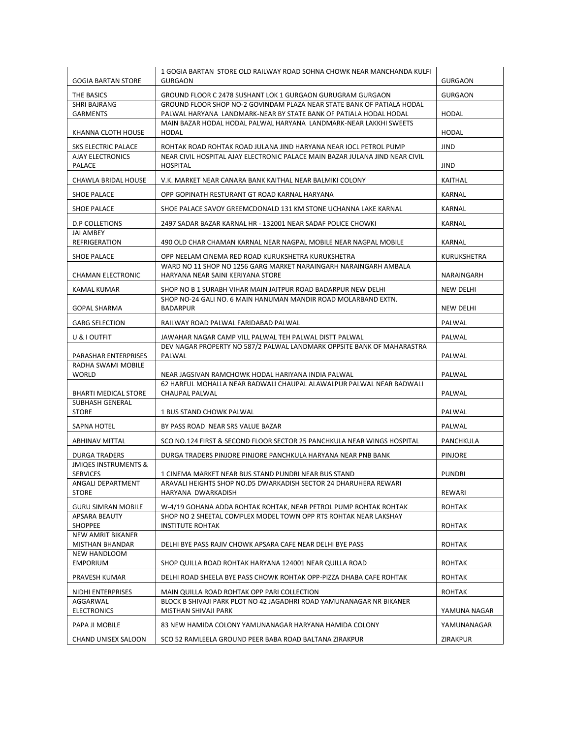| | | |
|---|---|---|
| GOGIA BARTAN STORE | 1 GOGIA BARTAN STORE OLD RAILWAY ROAD SOHNA CHOWK NEAR MANCHANDA KULFI GURGAON | GURGAON |
| THE BASICS | GROUND FLOOR C 2478 SUSHANT LOK 1 GURGAON GURUGRAM GURGAON | GURGAON |
| SHRI BAJRANG GARMENTS | GROUND FLOOR SHOP NO-2 GOVINDAM PLAZA NEAR STATE BANK OF PATIALA HODAL PALWAL HARYANA LANDMARK-NEAR BY STATE BANK OF PATIALA HODAL HODAL | HODAL |
| KHANNA CLOTH HOUSE | MAIN BAZAR HODAL HODAL PALWAL HARYANA LANDMARK-NEAR LAKKHI SWEETS HODAL | HODAL |
| SKS ELECTRIC PALACE | ROHTAK ROAD ROHTAK ROAD JULANA JIND HARYANA NEAR IOCL PETROL PUMP | JIND |
| AJAY ELECTRONICS PALACE | NEAR CIVIL HOSPITAL AJAY ELECTRONIC PALACE MAIN BAZAR JULANA JIND NEAR CIVIL HOSPITAL | JIND |
| CHAWLA BRIDAL HOUSE | V.K. MARKET NEAR CANARA BANK KAITHAL NEAR BALMIKI COLONY | KAITHAL |
| SHOE PALACE | OPP GOPINATH RESTURANT GT ROAD KARNAL HARYANA | KARNAL |
| SHOE PALACE | SHOE PALACE SAVOY GREEMCDONALD 131 KM STONE UCHANNA LAKE KARNAL | KARNAL |
| D.P COLLETIONS | 2497 SADAR BAZAR KARNAL HR - 132001 NEAR SADAF POLICE CHOWKI | KARNAL |
| JAI AMBEY REFRIGERATION | 490 OLD CHAR CHAMAN KARNAL NEAR NAGPAL MOBILE NEAR NAGPAL MOBILE | KARNAL |
| SHOE PALACE | OPP NEELAM CINEMA RED ROAD KURUKSHETRA KURUKSHETRA | KURUKSHETRA |
| CHAMAN ELECTRONIC | WARD NO 11 SHOP NO 1256 GARG MARKET NARAINGARH NARAINGARH AMBALA HARYANA NEAR SAINI KERIYANA STORE | NARAINGARH |
| KAMAL KUMAR | SHOP NO B 1 SURABH VIHAR MAIN JAITPUR ROAD BADARPUR NEW DELHI | NEW DELHI |
| GOPAL SHARMA | SHOP NO-24 GALI NO. 6 MAIN HANUMAN MANDIR ROAD MOLARBAND EXTN. BADARPUR | NEW DELHI |
| GARG SELECTION | RAILWAY ROAD PALWAL FARIDABAD PALWAL | PALWAL |
| U & I OUTFIT | JAWAHAR NAGAR CAMP VILL PALWAL TEH PALWAL DISTT PALWAL | PALWAL |
| PARASHAR ENTERPRISES | DEV NAGAR PROPERTY NO 587/2 PALWAL LANDMARK OPPSITE BANK OF MAHARASTRA PALWAL | PALWAL |
| RADHA SWAMI MOBILE WORLD | NEAR JAGSIVAN RAMCHOWK HODAL HARIYANA INDIA PALWAL | PALWAL |
| BHARTI MEDICAL STORE | 62 HARFUL MOHALLA NEAR BADWALI CHAUPAL ALAWALPUR PALWAL NEAR BADWALI CHAUPAL PALWAL | PALWAL |
| SUBHASH GENERAL STORE | 1 BUS STAND CHOWK PALWAL | PALWAL |
| SAPNA HOTEL | BY PASS ROAD NEAR SRS VALUE BAZAR | PALWAL |
| ABHINAV MITTAL | SCO NO.124 FIRST & SECOND FLOOR SECTOR 25 PANCHKULA NEAR WINGS HOSPITAL | PANCHKULA |
| DURGA TRADERS | DURGA TRADERS PINJORE PINJORE PANCHKULA HARYANA NEAR PNB BANK | PINJORE |
| JMIQES INSTRUMENTS & SERVICES | 1 CINEMA MARKET NEAR BUS STAND PUNDRI NEAR BUS STAND | PUNDRI |
| ANGALI DEPARTMENT STORE | ARAVALI HEIGHTS SHOP NO.D5 DWARKADISH SECTOR 24 DHARUHERA REWARI HARYANA DWARKADISH | REWARI |
| GURU SIMRAN MOBILE | W-4/19 GOHANA ADDA ROHTAK ROHTAK, NEAR PETROL PUMP ROHTAK ROHTAK | ROHTAK |
| APSARA BEAUTY SHOPPEE | SHOP NO 2 SHEETAL COMPLEX MODEL TOWN OPP RTS ROHTAK NEAR LAKSHAY INSTITUTE ROHTAK | ROHTAK |
| NEW AMRIT BIKANER MISTHAN BHANDAR | DELHI BYE PASS RAJIV CHOWK APSARA CAFE NEAR DELHI BYE PASS | ROHTAK |
| NEW HANDLOOM EMPORIUM | SHOP QUILLA ROAD ROHTAK HARYANA 124001 NEAR QUILLA ROAD | ROHTAK |
| PRAVESH KUMAR | DELHI ROAD SHEELA BYE PASS CHOWK ROHTAK OPP-PIZZA DHABA CAFE ROHTAK | ROHTAK |
| NIDHI ENTERPRISES | MAIN QUILLA ROAD ROHTAK OPP PARI COLLECTION | ROHTAK |
| AGGARWAL ELECTRONICS | BLOCK B SHIVAJI PARK PLOT NO 42 JAGADHRI ROAD YAMUNANAGAR NR BIKANER MISTHAN SHIVAJI PARK | YAMUNA NAGAR |
| PAPA JI MOBILE | 83 NEW HAMIDA COLONY YAMUNANAGAR HARYANA HAMIDA COLONY | YAMUNANAGAR |
| CHAND UNISEX SALOON | SCO 52 RAMLEELA GROUND PEER BABA ROAD BALTANA ZIRAKPUR | ZIRAKPUR |